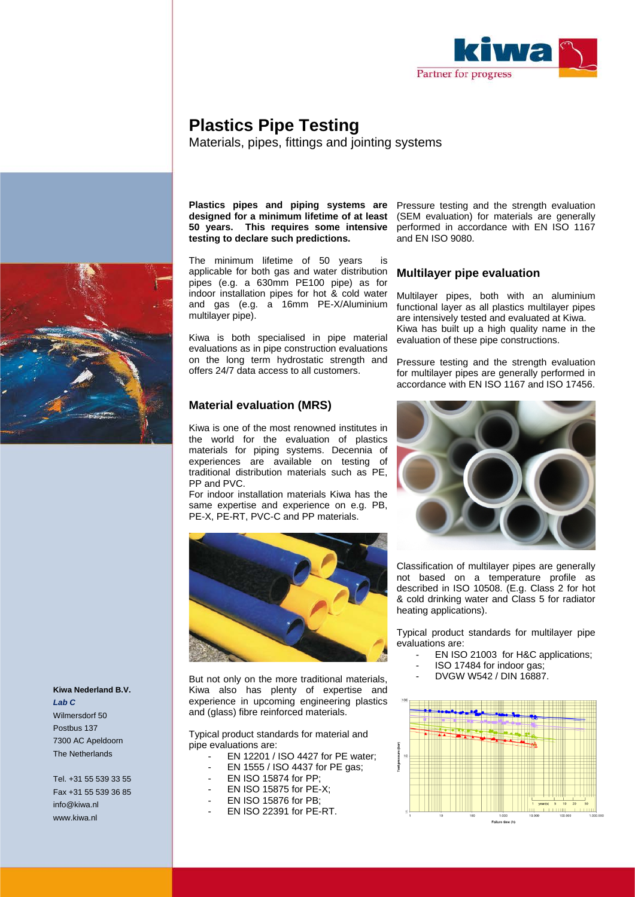# Plastics Pipe Testing

Materials, pipes, fittings and jointing systems

**Plastics pipes and piping systems are designed for a minimum lifetime of at least 50 years. This requires some intensive testing to declare such predictions.**

The minimum lifetime of 50 years is applicable for both gas and water distribution pipes (e.g. a 630mm PE100 pipe) as for indoor installation pipes for hot & cold water and gas (e.g. a 16mm PE-X/Aluminium multilayer pipe).

Kiwa is both specialised in pipe material evaluations as in pipe construction evaluations on the long term hydrostatic strength and offers 24/7 data access to all customers.

## Material evaluation (MRS)

Kiwa is one of the most renowned institutes in the world for the evaluation of plastics materials for piping systems. Decennia of experiences are available on testing of traditional distribution materials such as PE, PP and PVC.
For indoor installation materials Kiwa has the same expertise and experience on e.g. PB, PE-X, PE-RT, PVC-C and PP materials.

But not only on the more traditional materials, Kiwa also has plenty of expertise and experience in upcoming engineering plastics and (glass) fibre reinforced materials.

Typical product standards for material and pipe evaluations are:

- EN 12201 / ISO 4427 for PE water;
- EN 1555 / ISO 4437 for PE gas;
- EN ISO 15874 for PP;
- EN ISO 15875 for PE-X;
- EN ISO 15876 for PB;
- EN ISO 22391 for PE-RT.

Pressure testing and the strength evaluation (SEM evaluation) for materials are generally performed in accordance with EN ISO 1167 and EN ISO 9080.

## Multilayer pipe evaluation

Multilayer pipes, both with an aluminium functional layer as all plastics multilayer pipes are intensively tested and evaluated at Kiwa. Kiwa has built up a high quality name in the evaluation of these pipe constructions.

Pressure testing and the strength evaluation for multilayer pipes are generally performed in accordance with EN ISO 1167 and ISO 17456.

Classification of multilayer pipes are generally not based on a temperature profile as described in ISO 10508. (E.g. Class 2 for hot & cold drinking water and Class 5 for radiator heating applications).

Typical product standards for multilayer pipe evaluations are:

- EN ISO 21003 for H&C applications;
- ISO 17484 for indoor gas;
- DVGW W542 / DIN 16887.

**Kiwa Nederland B.V.**
***Lab C***
Wilmersdorf 50
Postbus 137
7300 AC Apeldoorn
The Netherlands

Tel. +31 55 539 33 55
Fax +31 55 539 36 85
info@kiwa.nl
www.kiwa.nl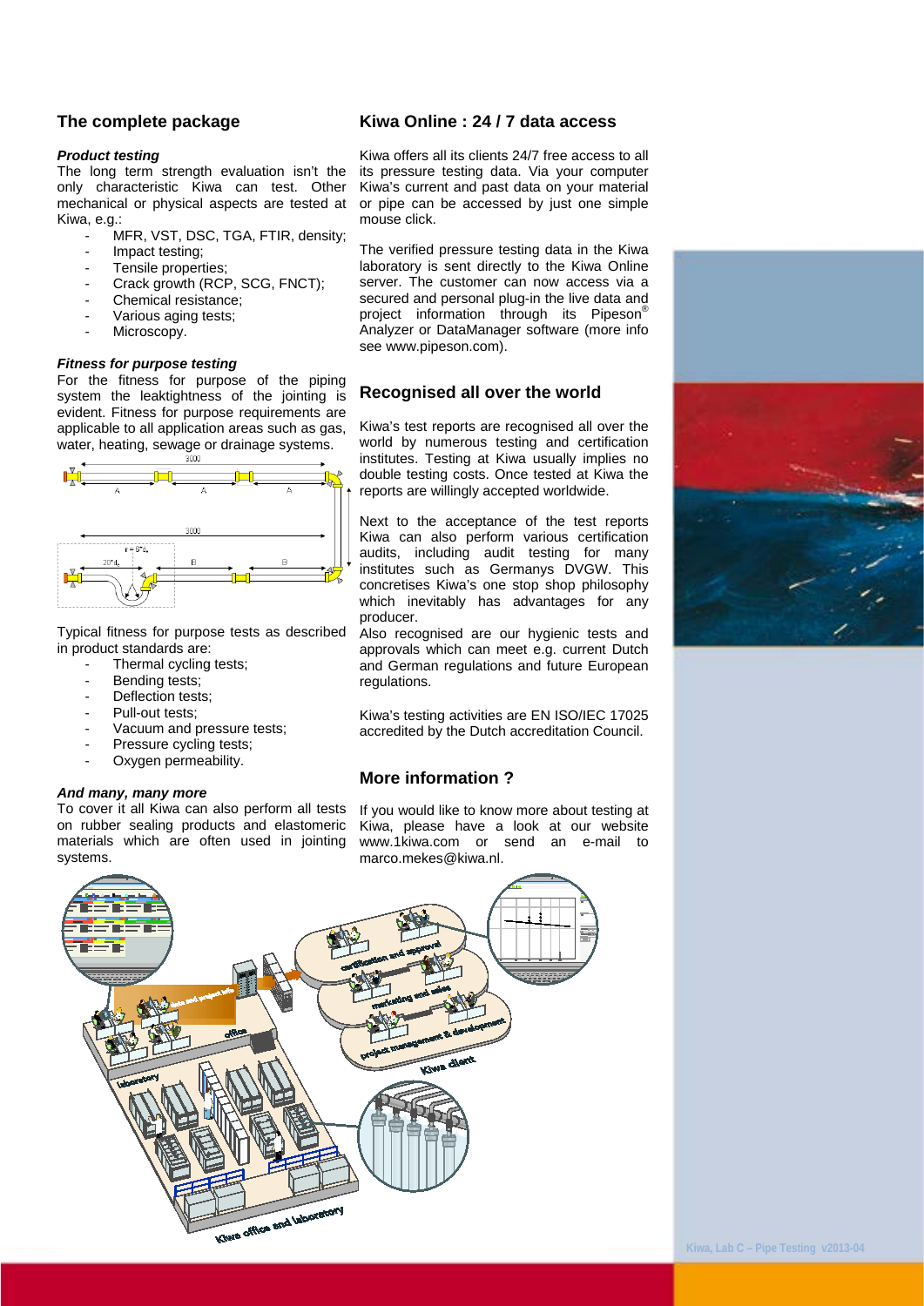## The complete package

***Product testing***

The long term strength evaluation isn't the only characteristic Kiwa can test. Other mechanical or physical aspects are tested at Kiwa, e.g.:

- MFR, VST, DSC, TGA, FTIR, density;
- Impact testing;
- Tensile properties;
- Crack growth (RCP, SCG, FNCT);
- Chemical resistance;
- Various aging tests;
- Microscopy.

***Fitness for purpose testing***

For the fitness for purpose of the piping system the leaktightness of the jointing is evident. Fitness for purpose requirements are applicable to all application areas such as gas, water, heating, sewage or drainage systems.

3000

A A A

3000

r = 5*$d_n$

20*$d_n$

B B

Typical fitness for purpose tests as described in product standards are:

- Thermal cycling tests;
- Bending tests;
- Deflection tests;
- Pull-out tests;
- Vacuum and pressure tests;
- Pressure cycling tests;
- Oxygen permeability.

***And many, many more***

To cover it all Kiwa can also perform all tests on rubber sealing products and elastomeric materials which are often used in jointing systems.

## Kiwa Online : 24 / 7 data access

Kiwa offers all its clients 24/7 free access to all its pressure testing data. Via your computer Kiwa's current and past data on your material or pipe can be accessed by just one simple mouse click.

The verified pressure testing data in the Kiwa laboratory is sent directly to the Kiwa Online server. The customer can now access via a secured and personal plug-in the live data and project information through its Pipeson® Analyzer or DataManager software (more info see www.pipeson.com).

## Recognised all over the world

Kiwa's test reports are recognised all over the world by numerous testing and certification institutes. Testing at Kiwa usually implies no double testing costs. Once tested at Kiwa the reports are willingly accepted worldwide.

Next to the acceptance of the test reports Kiwa can also perform various certification audits, including audit testing for many institutes such as Germanys DVGW. This concretises Kiwa's one stop shop philosophy which inevitably has advantages for any producer.

Also recognised are our hygienic tests and approvals which can meet e.g. current Dutch and German regulations and future European regulations.

Kiwa's testing activities are EN ISO/IEC 17025 accredited by the Dutch accreditation Council.

## More information ?

If you would like to know more about testing at Kiwa, please have a look at our website www.1kiwa.com or send an e-mail to marco.mekes@kiwa.nl.

certification and approval

marketing and sales

project management & development

Kiwa client

data and project info

office

laboratory

Kiwa office and laboratory